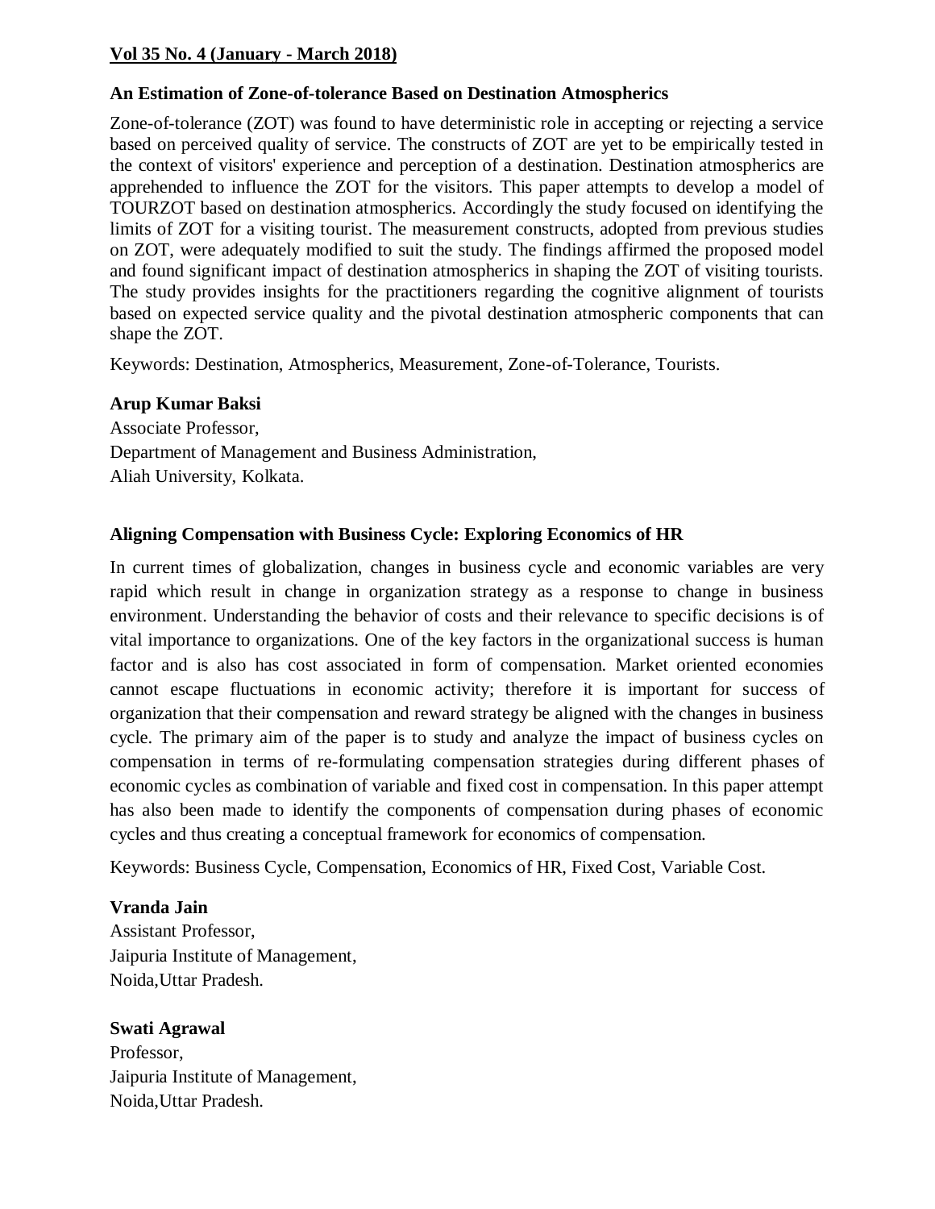**Vol 35 No. 4 (January - March 2018)**

### An Estimation of Zone-of-tolerance Based on Destination Atmospherics

Zone-of-tolerance (ZOT) was found to have deterministic role in accepting or rejecting a service based on perceived quality of service. The constructs of ZOT are yet to be empirically tested in the context of visitors' experience and perception of a destination. Destination atmospherics are apprehended to influence the ZOT for the visitors. This paper attempts to develop a model of TOURZOT based on destination atmospherics. Accordingly the study focused on identifying the limits of ZOT for a visiting tourist. The measurement constructs, adopted from previous studies on ZOT, were adequately modified to suit the study. The findings affirmed the proposed model and found significant impact of destination atmospherics in shaping the ZOT of visiting tourists. The study provides insights for the practitioners regarding the cognitive alignment of tourists based on expected service quality and the pivotal destination atmospheric components that can shape the ZOT.

Keywords: Destination, Atmospherics, Measurement, Zone-of-Tolerance, Tourists.

**Arup Kumar Baksi**
Associate Professor,
Department of Management and Business Administration,
Aliah University, Kolkata.

### Aligning Compensation with Business Cycle: Exploring Economics of HR

In current times of globalization, changes in business cycle and economic variables are very rapid which result in change in organization strategy as a response to change in business environment. Understanding the behavior of costs and their relevance to specific decisions is of vital importance to organizations. One of the key factors in the organizational success is human factor and is also has cost associated in form of compensation. Market oriented economies cannot escape fluctuations in economic activity; therefore it is important for success of organization that their compensation and reward strategy be aligned with the changes in business cycle. The primary aim of the paper is to study and analyze the impact of business cycles on compensation in terms of re-formulating compensation strategies during different phases of economic cycles as combination of variable and fixed cost in compensation. In this paper attempt has also been made to identify the components of compensation during phases of economic cycles and thus creating a conceptual framework for economics of compensation.

Keywords: Business Cycle, Compensation, Economics of HR, Fixed Cost, Variable Cost.

**Vranda Jain**
Assistant Professor,
Jaipuria Institute of Management,
Noida,Uttar Pradesh.

**Swati Agrawal**
Professor,
Jaipuria Institute of Management,
Noida,Uttar Pradesh.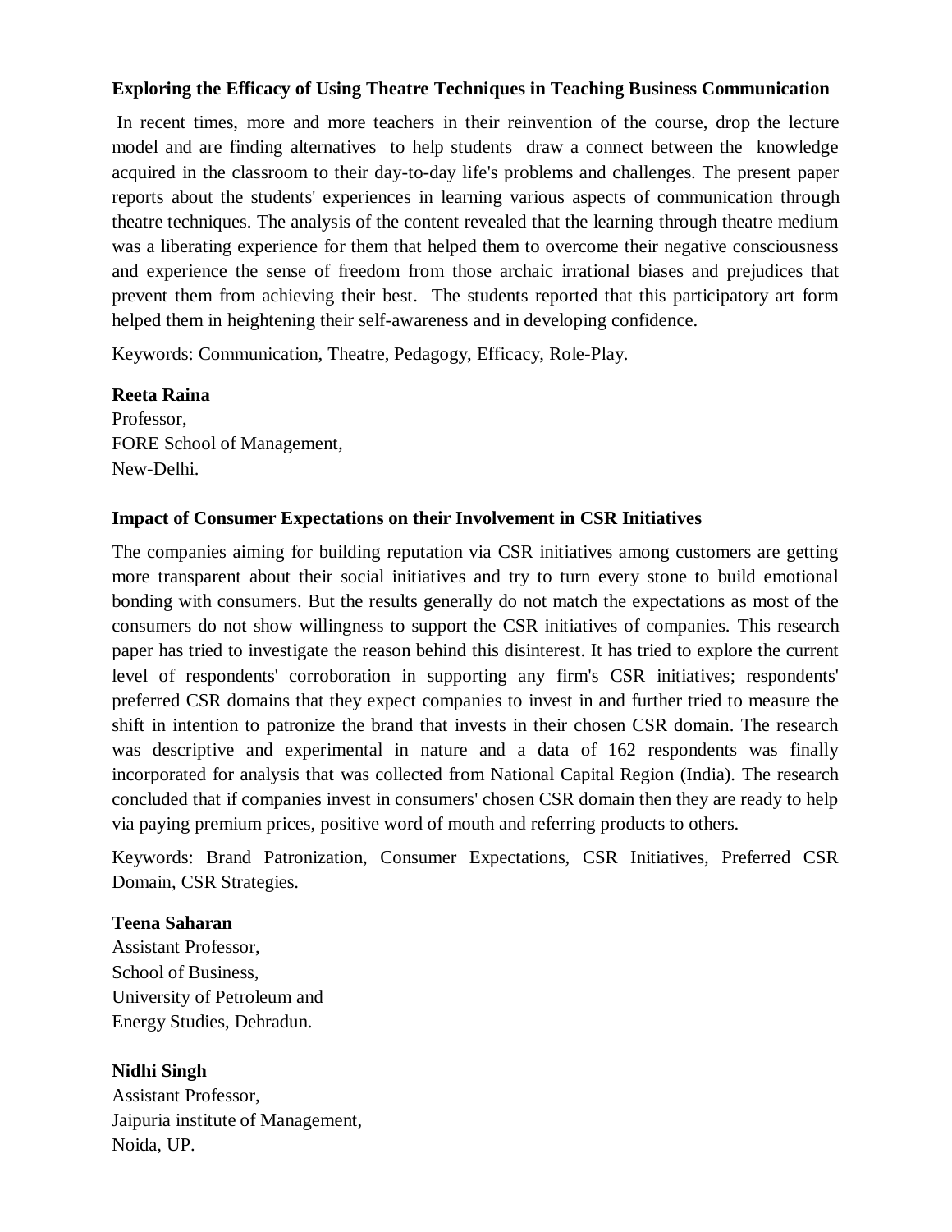**Exploring the Efficacy of Using Theatre Techniques in Teaching Business Communication**

In recent times, more and more teachers in their reinvention of the course, drop the lecture model and are finding alternatives to help students draw a connect between the knowledge acquired in the classroom to their day-to-day life's problems and challenges. The present paper reports about the students' experiences in learning various aspects of communication through theatre techniques. The analysis of the content revealed that the learning through theatre medium was a liberating experience for them that helped them to overcome their negative consciousness and experience the sense of freedom from those archaic irrational biases and prejudices that prevent them from achieving their best. The students reported that this participatory art form helped them in heightening their self-awareness and in developing confidence.

Keywords: Communication, Theatre, Pedagogy, Efficacy, Role-Play.

**Reeta Raina**
Professor,
FORE School of Management,
New-Delhi.

**Impact of Consumer Expectations on their Involvement in CSR Initiatives**

The companies aiming for building reputation via CSR initiatives among customers are getting more transparent about their social initiatives and try to turn every stone to build emotional bonding with consumers. But the results generally do not match the expectations as most of the consumers do not show willingness to support the CSR initiatives of companies. This research paper has tried to investigate the reason behind this disinterest. It has tried to explore the current level of respondents' corroboration in supporting any firm's CSR initiatives; respondents' preferred CSR domains that they expect companies to invest in and further tried to measure the shift in intention to patronize the brand that invests in their chosen CSR domain. The research was descriptive and experimental in nature and a data of 162 respondents was finally incorporated for analysis that was collected from National Capital Region (India). The research concluded that if companies invest in consumers' chosen CSR domain then they are ready to help via paying premium prices, positive word of mouth and referring products to others.

Keywords: Brand Patronization, Consumer Expectations, CSR Initiatives, Preferred CSR Domain, CSR Strategies.

**Teena Saharan**
Assistant Professor,
School of Business,
University of Petroleum and
Energy Studies, Dehradun.

**Nidhi Singh**
Assistant Professor,
Jaipuria institute of Management,
Noida, UP.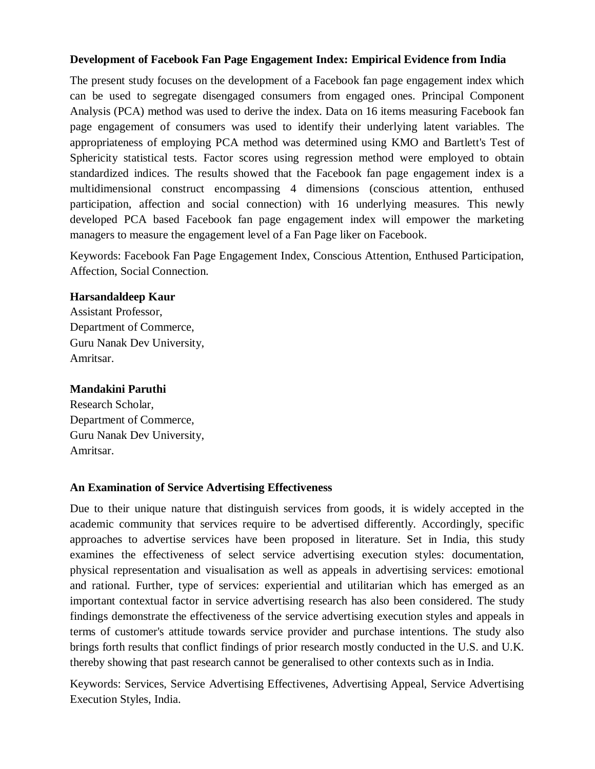**Development of Facebook Fan Page Engagement Index: Empirical Evidence from India**

The present study focuses on the development of a Facebook fan page engagement index which can be used to segregate disengaged consumers from engaged ones. Principal Component Analysis (PCA) method was used to derive the index. Data on 16 items measuring Facebook fan page engagement of consumers was used to identify their underlying latent variables. The appropriateness of employing PCA method was determined using KMO and Bartlett's Test of Sphericity statistical tests. Factor scores using regression method were employed to obtain standardized indices. The results showed that the Facebook fan page engagement index is a multidimensional construct encompassing 4 dimensions (conscious attention, enthused participation, affection and social connection) with 16 underlying measures. This newly developed PCA based Facebook fan page engagement index will empower the marketing managers to measure the engagement level of a Fan Page liker on Facebook.

Keywords: Facebook Fan Page Engagement Index, Conscious Attention, Enthused Participation, Affection, Social Connection.

**Harsandaldeep Kaur**
Assistant Professor,
Department of Commerce,
Guru Nanak Dev University,
Amritsar.

**Mandakini Paruthi**
Research Scholar,
Department of Commerce,
Guru Nanak Dev University,
Amritsar.

**An Examination of Service Advertising Effectiveness**

Due to their unique nature that distinguish services from goods, it is widely accepted in the academic community that services require to be advertised differently. Accordingly, specific approaches to advertise services have been proposed in literature. Set in India, this study examines the effectiveness of select service advertising execution styles: documentation, physical representation and visualisation as well as appeals in advertising services: emotional and rational. Further, type of services: experiential and utilitarian which has emerged as an important contextual factor in service advertising research has also been considered. The study findings demonstrate the effectiveness of the service advertising execution styles and appeals in terms of customer's attitude towards service provider and purchase intentions. The study also brings forth results that conflict findings of prior research mostly conducted in the U.S. and U.K. thereby showing that past research cannot be generalised to other contexts such as in India.

Keywords: Services, Service Advertising Effectivenes, Advertising Appeal, Service Advertising Execution Styles, India.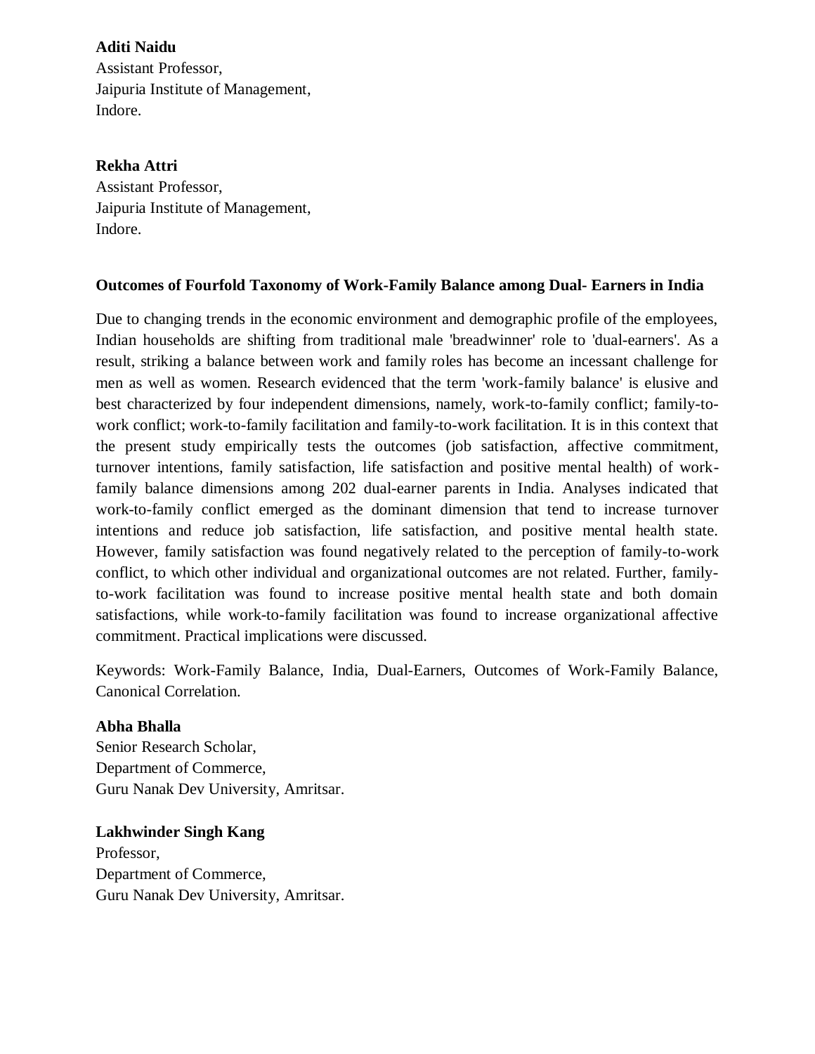**Aditi Naidu**
Assistant Professor,
Jaipuria Institute of Management,
Indore.

**Rekha Attri**
Assistant Professor,
Jaipuria Institute of Management,
Indore.

### Outcomes of Fourfold Taxonomy of Work-Family Balance among Dual- Earners in India

Due to changing trends in the economic environment and demographic profile of the employees, Indian households are shifting from traditional male 'breadwinner' role to 'dual-earners'. As a result, striking a balance between work and family roles has become an incessant challenge for men as well as women. Research evidenced that the term 'work-family balance' is elusive and best characterized by four independent dimensions, namely, work-to-family conflict; family-to-work conflict; work-to-family facilitation and family-to-work facilitation. It is in this context that the present study empirically tests the outcomes (job satisfaction, affective commitment, turnover intentions, family satisfaction, life satisfaction and positive mental health) of work-family balance dimensions among 202 dual-earner parents in India. Analyses indicated that work-to-family conflict emerged as the dominant dimension that tend to increase turnover intentions and reduce job satisfaction, life satisfaction, and positive mental health state. However, family satisfaction was found negatively related to the perception of family-to-work conflict, to which other individual and organizational outcomes are not related. Further, family-to-work facilitation was found to increase positive mental health state and both domain satisfactions, while work-to-family facilitation was found to increase organizational affective commitment. Practical implications were discussed.

Keywords: Work-Family Balance, India, Dual-Earners, Outcomes of Work-Family Balance, Canonical Correlation.

**Abha Bhalla**
Senior Research Scholar,
Department of Commerce,
Guru Nanak Dev University, Amritsar.

**Lakhwinder Singh Kang**
Professor,
Department of Commerce,
Guru Nanak Dev University, Amritsar.